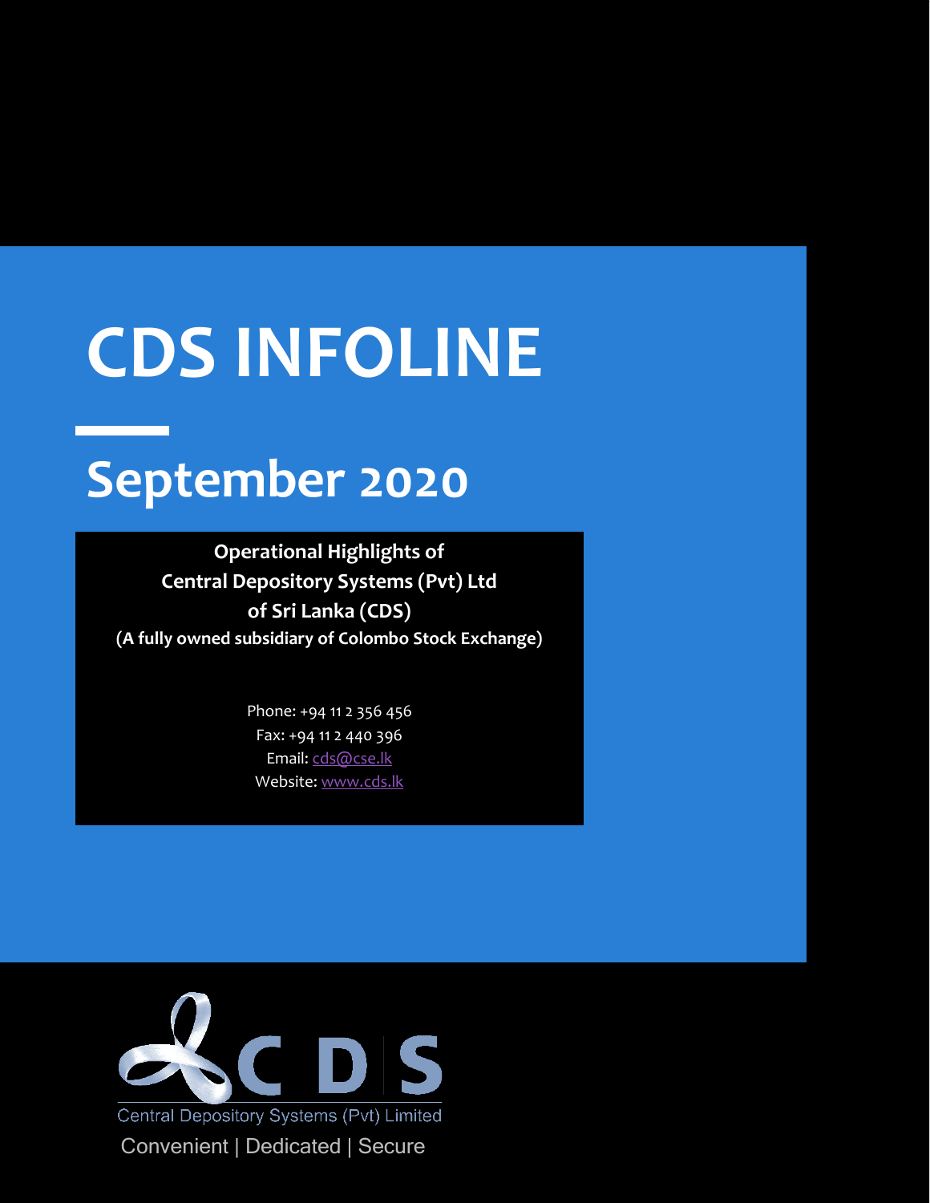# CDS INFOLINE

## September 2020

**Operational Highlights of**
**Central Depository Systems (Pvt) Ltd**
**of Sri Lanka (CDS)**
**(A fully owned subsidiary of Colombo Stock Exchange)**

Phone: +94 11 2 356 456
Fax: +94 11 2 440 396
Email: cds@cse.lk
Website: www.cds.lk

CDS
Central Depository Systems (Pvt) Limited
Convenient | Dedicated | Secure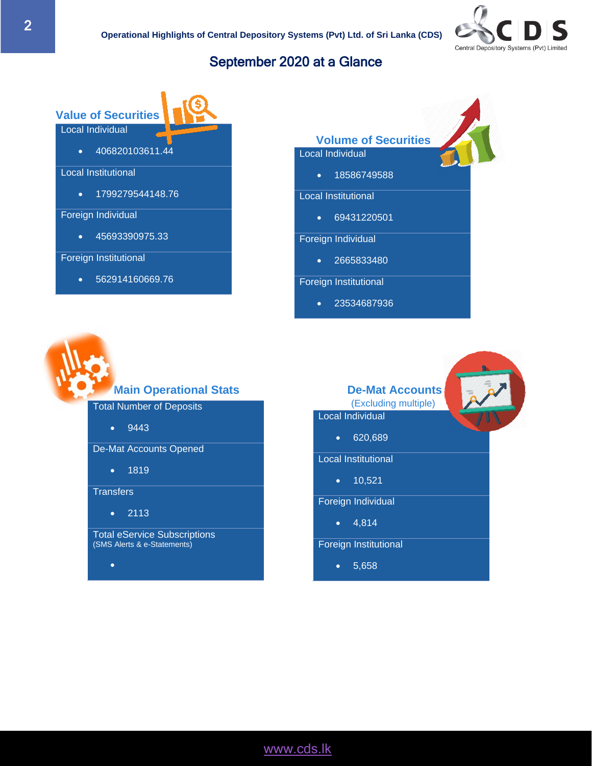# September 2020 at a Glance

## Value of Securities

Local Individual

- 406820103611.44

Local Institutional

- 1799279544148.76

Foreign Individual

- 45693390975.33

Foreign Institutional

- 562914160669.76

## Volume of Securities

Local Individual

- 18586749588

Local Institutional

- 69431220501

Foreign Individual

- 2665833480

Foreign Institutional

- 23534687936

## Main Operational Stats

Total Number of Deposits

- 9443

De-Mat Accounts Opened

- 1819

Transfers

- 2113

Total eService Subscriptions
(SMS Alerts & e-Statements)

-

## De-Mat Accounts

(Excluding multiple)

Local Individual

- 620,689

Local Institutional

- 10,521

Foreign Individual

- 4,814

Foreign Institutional

- 5,658

www.cds.lk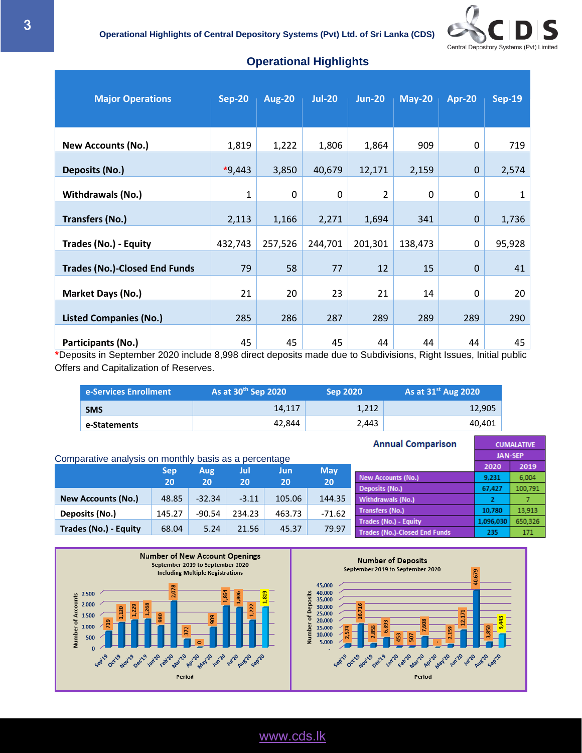# Operational Highlights

| Major Operations | Sep-20 | Aug-20 | Jul-20 | Jun-20 | May-20 | Apr-20 | Sep-19 |
|---|---|---|---|---|---|---|---|
| New Accounts (No.) | 1,819 | 1,222 | 1,806 | 1,864 | 909 | 0 | 719 |
| Deposits (No.) | *9,443 | 3,850 | 40,679 | 12,171 | 2,159 | 0 | 2,574 |
| Withdrawals (No.) | 1 | 0 | 0 | 2 | 0 | 0 | 1 |
| Transfers (No.) | 2,113 | 1,166 | 2,271 | 1,694 | 341 | 0 | 1,736 |
| Trades (No.) - Equity | 432,743 | 257,526 | 244,701 | 201,301 | 138,473 | 0 | 95,928 |
| Trades (No.)-Closed End Funds | 79 | 58 | 77 | 12 | 15 | 0 | 41 |
| Market Days (No.) | 21 | 20 | 23 | 21 | 14 | 0 | 20 |
| Listed Companies (No.) | 285 | 286 | 287 | 289 | 289 | 289 | 290 |
| Participants (No.) | 45 | 45 | 45 | 44 | 44 | 44 | 45 |

*Deposits in September 2020 include 8,998 direct deposits made due to Subdivisions, Right Issues, Initial public Offers and Capitalization of Reserves.

| e-Services Enrollment | As at 30th Sep 2020 | Sep 2020 | As at 31st Aug 2020 |
|---|---|---|---|
| SMS | 14,117 | 1,212 | 12,905 |
| e-Statements | 42,844 | 2,443 | 40,401 |

Comparative analysis on monthly basis as a percentage

| | Sep 20 | Aug 20 | Jul 20 | Jun 20 | May 20 |
|---|---|---|---|---|---|
| New Accounts (No.) | 48.85 | -32.34 | -3.11 | 105.06 | 144.35 |
| Deposits (No.) | 145.27 | -90.54 | 234.23 | 463.73 | -71.62 |
| Trades (No.) - Equity | 68.04 | 5.24 | 21.56 | 45.37 | 79.97 |

**Annual Comparison**

| | CUMALATIVE JAN-SEP 2020 | 2019 |
|---|---|---|
| New Accounts (No.) | 9,231 | 6,004 |
| Deposits (No.) | 67,427 | 100,791 |
| Withdrawals (No.) | 2 | 7 |
| Transfers (No.) | 10,780 | 13,913 |
| Trades (No.) - Equity | 1,096,030 | 650,326 |
| Trades (No.)-Closed End Funds | 235 | 171 |

**Number of New Account Openings**
September 2019 to September 2020
Including Multiple Registrations

| Period | Number of Accounts |
|---|---|
| Sep'19 | 719 |
| Oct'19 | 1,120 |
| Nov'19 | 1,229 |
| Dec'19 | 1,268 |
| Jan'20 | 980 |
| Feb'20 | 2,078 |
| Mar'20 | 372 |
| Apr'20 | 0 |
| May'20 | 909 |
| Jun'20 | 1,864 |
| Jul'20 | 1,806 |
| Aug'20 | 1,222 |
| Sep'20 | 1,819 |

**Number of Deposits**
September 2019 to September 2020

| Period | Number of Deposits |
|---|---|
| Sep'19 | 2,574 |
| Oct'19 | 16,716 |
| Nov'19 | 2,856 |
| Dec'19 | 6,893 |
| Jan'20 | 453 |
| Feb'20 | 507 |
| Mar'20 | 7,608 |
| Apr'20 | - |
| May'20 | 2,159 |
| Jun'20 | 12,171 |
| Jul'20 | 40,679 |
| Aug'20 | 3,850 |
| Sep'20 | 9,443 |

www.cds.lk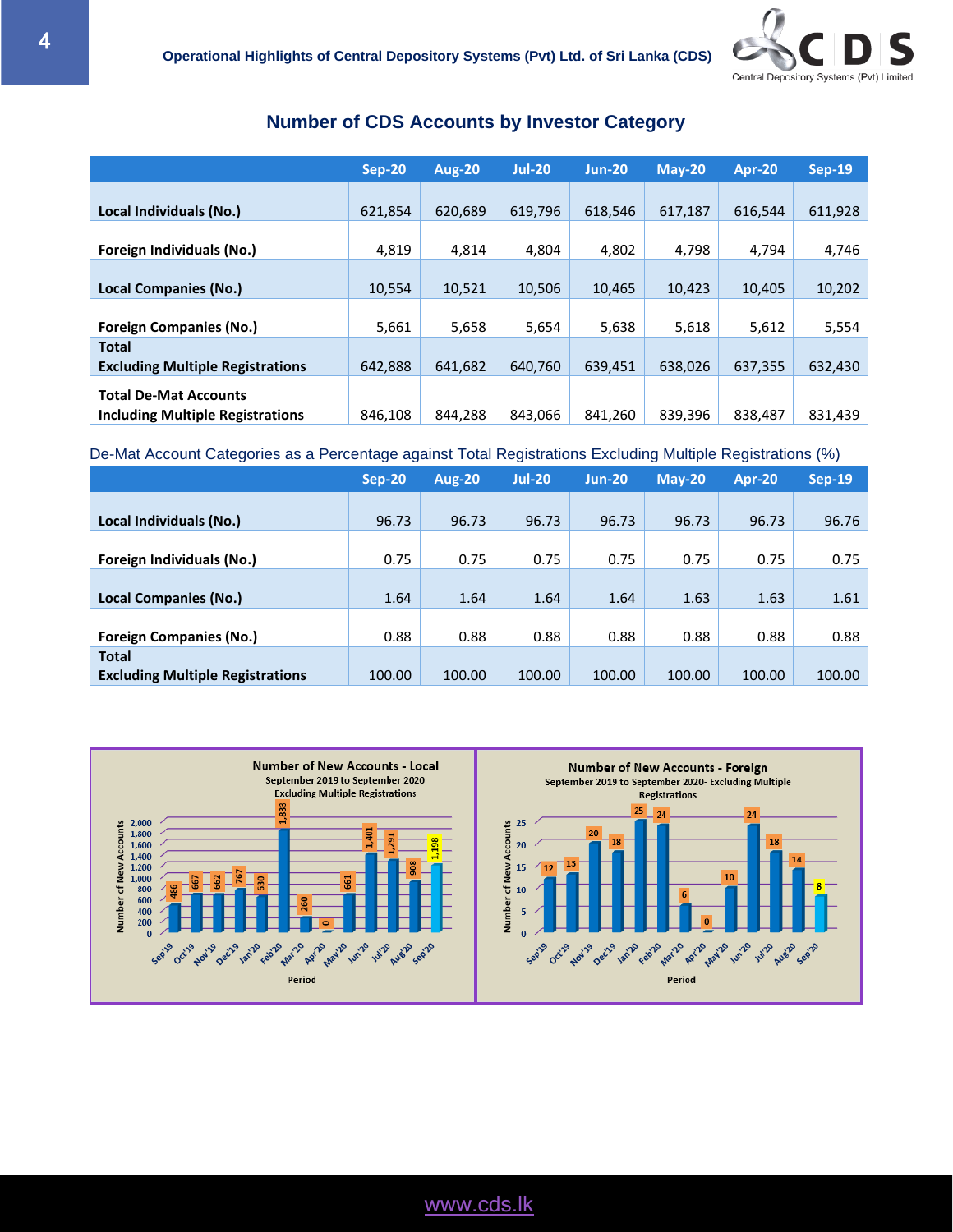## Number of CDS Accounts by Investor Category

| | Sep-20 | Aug-20 | Jul-20 | Jun-20 | May-20 | Apr-20 | Sep-19 |
|---|---|---|---|---|---|---|---|
| **Local Individuals (No.)** | 621,854 | 620,689 | 619,796 | 618,546 | 617,187 | 616,544 | 611,928 |
| **Foreign Individuals (No.)** | 4,819 | 4,814 | 4,804 | 4,802 | 4,798 | 4,794 | 4,746 |
| **Local Companies (No.)** | 10,554 | 10,521 | 10,506 | 10,465 | 10,423 | 10,405 | 10,202 |
| **Foreign Companies (No.)** | 5,661 | 5,658 | 5,654 | 5,638 | 5,618 | 5,612 | 5,554 |
| **Total Excluding Multiple Registrations** | 642,888 | 641,682 | 640,760 | 639,451 | 638,026 | 637,355 | 632,430 |
| **Total De-Mat Accounts Including Multiple Registrations** | 846,108 | 844,288 | 843,066 | 841,260 | 839,396 | 838,487 | 831,439 |

De-Mat Account Categories as a Percentage against Total Registrations Excluding Multiple Registrations (%)

| | Sep-20 | Aug-20 | Jul-20 | Jun-20 | May-20 | Apr-20 | Sep-19 |
|---|---|---|---|---|---|---|---|
| **Local Individuals (No.)** | 96.73 | 96.73 | 96.73 | 96.73 | 96.73 | 96.73 | 96.76 |
| **Foreign Individuals (No.)** | 0.75 | 0.75 | 0.75 | 0.75 | 0.75 | 0.75 | 0.75 |
| **Local Companies (No.)** | 1.64 | 1.64 | 1.64 | 1.64 | 1.63 | 1.63 | 1.61 |
| **Foreign Companies (No.)** | 0.88 | 0.88 | 0.88 | 0.88 | 0.88 | 0.88 | 0.88 |
| **Total Excluding Multiple Registrations** | 100.00 | 100.00 | 100.00 | 100.00 | 100.00 | 100.00 | 100.00 |

**Number of New Accounts - Local**
September 2019 to September 2020
Excluding Multiple Registrations

| Period | Sep'19 | Oct'19 | Nov'19 | Dec'19 | Jan'20 | Feb'20 | Mar'20 | Apr'20 | May'20 | Jun'20 | Jul'20 | Aug'20 | Sep'20 |
|---|---|---|---|---|---|---|---|---|---|---|---|---|---|
| Number of New Accounts | 486 | 667 | 662 | 767 | 630 | 1,833 | 260 | 0 | 661 | 1,401 | 1,291 | 908 | 1,198 |

**Number of New Accounts - Foreign**
September 2019 to September 2020- Excluding Multiple Registrations

| Period | Sep'19 | Oct'19 | Nov'19 | Dec'19 | Jan'20 | Feb'20 | Mar'20 | Apr'20 | May'20 | Jun'20 | Jul'20 | Aug'20 | Sep'20 |
|---|---|---|---|---|---|---|---|---|---|---|---|---|---|
| Number of New Accounts | 12 | 13 | 20 | 18 | 25 | 24 | 6 | 0 | 10 | 24 | 18 | 14 | 8 |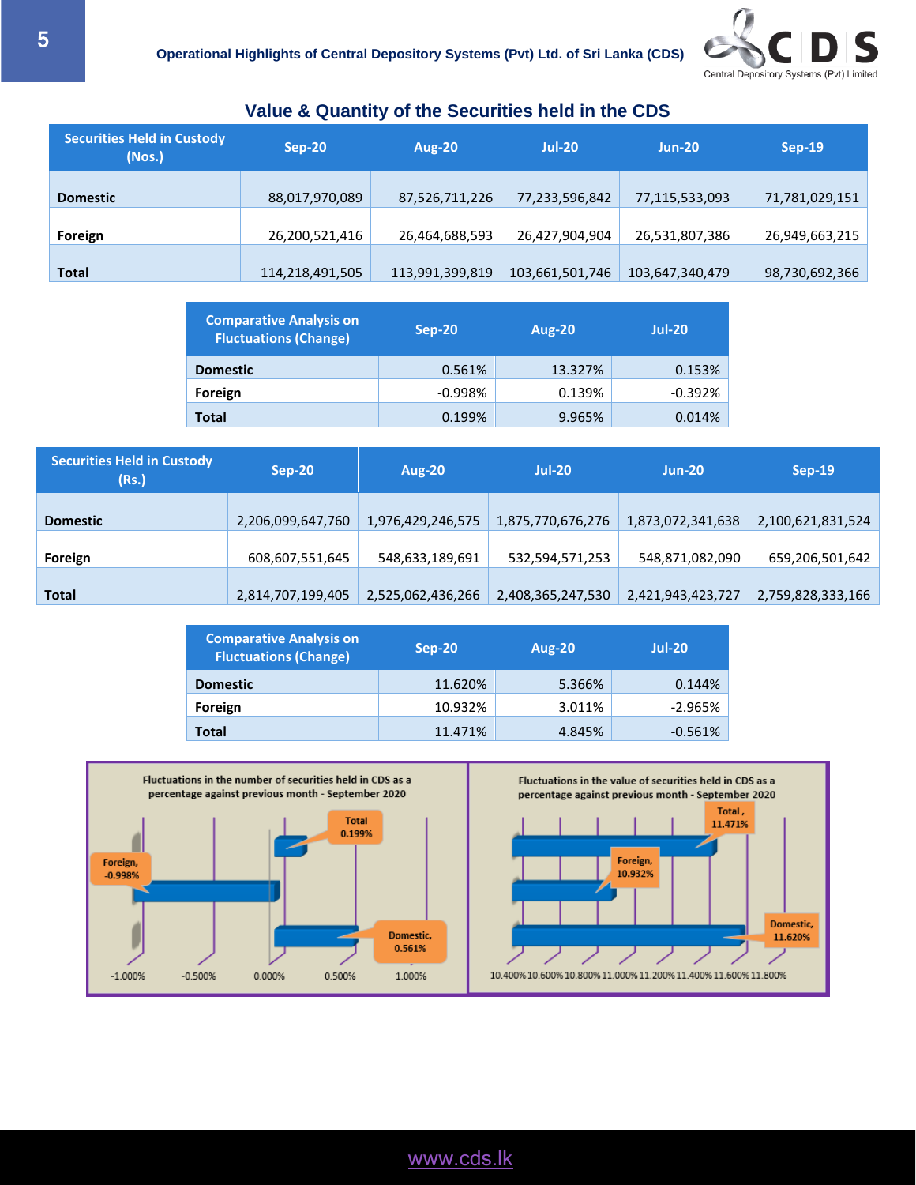Operational Highlights of Central Depository Systems (Pvt) Ltd. of Sri Lanka (CDS)

## Value & Quantity of the Securities held in the CDS

| Securities Held in Custody (Nos.) | Sep-20 | Aug-20 | Jul-20 | Jun-20 | Sep-19 |
|---|---|---|---|---|---|
| Domestic | 88,017,970,089 | 87,526,711,226 | 77,233,596,842 | 77,115,533,093 | 71,781,029,151 |
| Foreign | 26,200,521,416 | 26,464,688,593 | 26,427,904,904 | 26,531,807,386 | 26,949,663,215 |
| Total | 114,218,491,505 | 113,991,399,819 | 103,661,501,746 | 103,647,340,479 | 98,730,692,366 |

| Comparative Analysis on Fluctuations (Change) | Sep-20 | Aug-20 | Jul-20 |
|---|---|---|---|
| Domestic | 0.561% | 13.327% | 0.153% |
| Foreign | -0.998% | 0.139% | -0.392% |
| Total | 0.199% | 9.965% | 0.014% |

| Securities Held in Custody (Rs.) | Sep-20 | Aug-20 | Jul-20 | Jun-20 | Sep-19 |
|---|---|---|---|---|---|
| Domestic | 2,206,099,647,760 | 1,976,429,246,575 | 1,875,770,676,276 | 1,873,072,341,638 | 2,100,621,831,524 |
| Foreign | 608,607,551,645 | 548,633,189,691 | 532,594,571,253 | 548,871,082,090 | 659,206,501,642 |
| Total | 2,814,707,199,405 | 2,525,062,436,266 | 2,408,365,247,530 | 2,421,943,423,727 | 2,759,828,333,166 |

| Comparative Analysis on Fluctuations (Change) | Sep-20 | Aug-20 | Jul-20 |
|---|---|---|---|
| Domestic | 11.620% | 5.366% | 0.144% |
| Foreign | 10.932% | 3.011% | -2.965% |
| Total | 11.471% | 4.845% | -0.561% |

Fluctuations in the number of securities held in CDS as a percentage against previous month - September 2020

Fluctuations in the value of securities held in CDS as a percentage against previous month - September 2020

www.cds.lk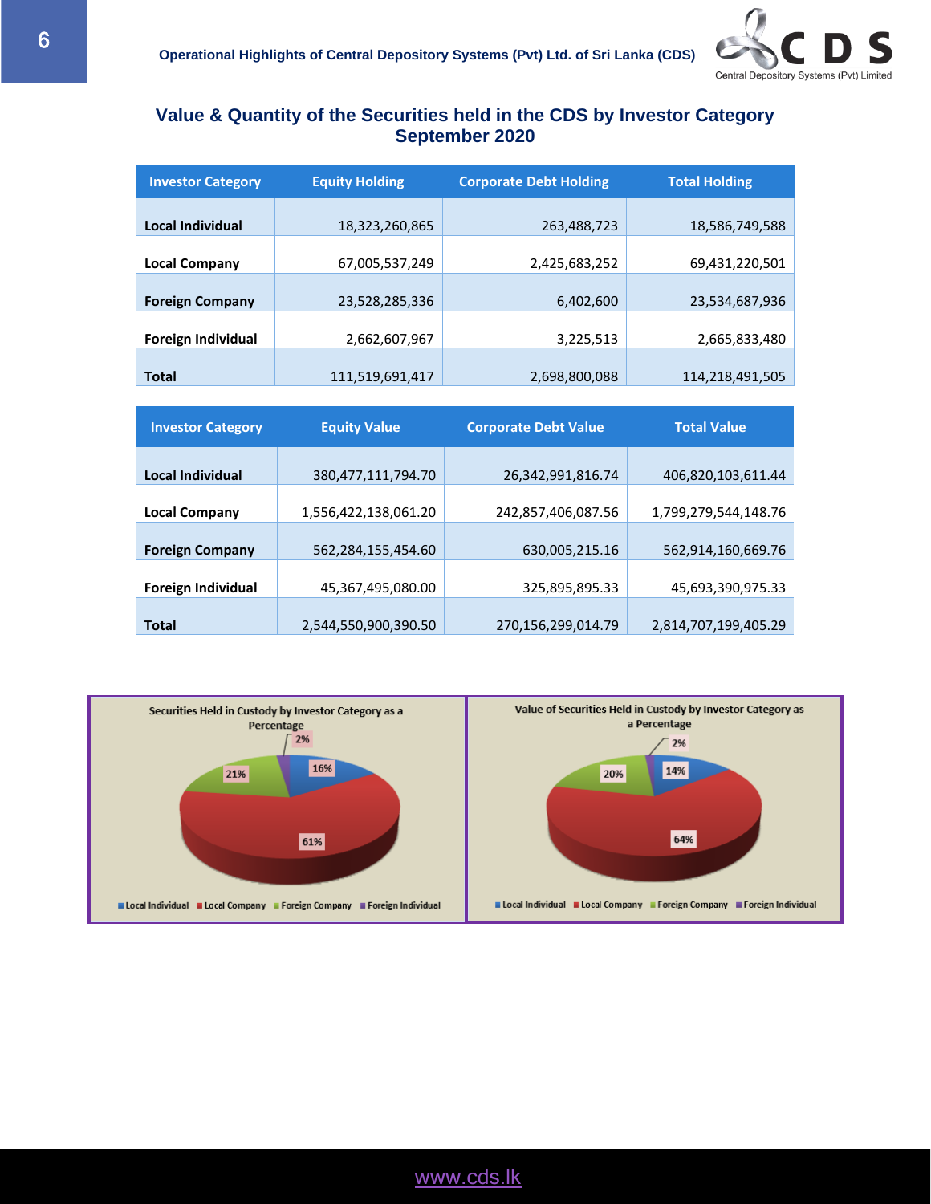## Value & Quantity of the Securities held in the CDS by Investor Category September 2020

| Investor Category | Equity Holding | Corporate Debt Holding | Total Holding |
|---|---|---|---|
| **Local Individual** | 18,323,260,865 | 263,488,723 | 18,586,749,588 |
| **Local Company** | 67,005,537,249 | 2,425,683,252 | 69,431,220,501 |
| **Foreign Company** | 23,528,285,336 | 6,402,600 | 23,534,687,936 |
| **Foreign Individual** | 2,662,607,967 | 3,225,513 | 2,665,833,480 |
| **Total** | 111,519,691,417 | 2,698,800,088 | 114,218,491,505 |

| Investor Category | Equity Value | Corporate Debt Value | Total Value |
|---|---|---|---|
| **Local Individual** | 380,477,111,794.70 | 26,342,991,816.74 | 406,820,103,611.44 |
| **Local Company** | 1,556,422,138,061.20 | 242,857,406,087.56 | 1,799,279,544,148.76 |
| **Foreign Company** | 562,284,155,454.60 | 630,005,215.16 | 562,914,160,669.76 |
| **Foreign Individual** | 45,367,495,080.00 | 325,895,895.33 | 45,693,390,975.33 |
| **Total** | 2,544,550,900,390.50 | 270,156,299,014.79 | 2,814,707,199,405.29 |

**Securities Held in Custody by Investor Category as a Percentage**

- Local Individual: 16%
- Local Company: 61%
- Foreign Company: 21%
- Foreign Individual: 2%

**Value of Securities Held in Custody by Investor Category as a Percentage**

- Local Individual: 14%
- Local Company: 64%
- Foreign Company: 20%
- Foreign Individual: 2%

www.cds.lk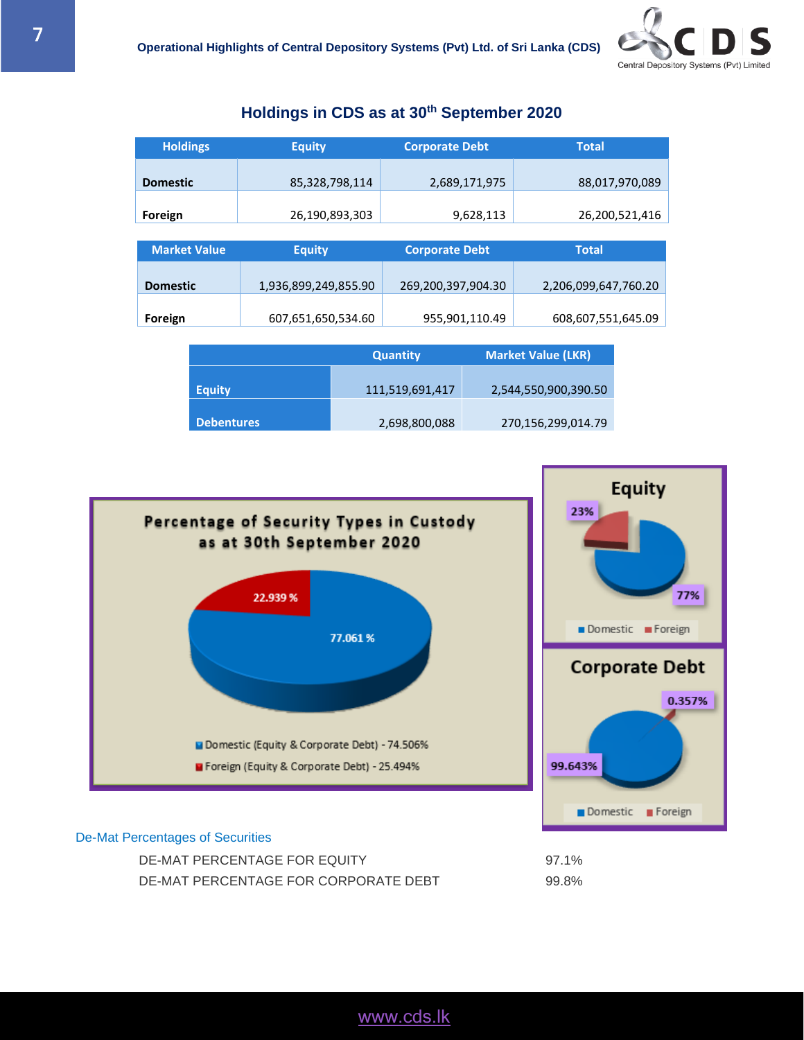## Holdings in CDS as at 30th September 2020

| Holdings | Equity | Corporate Debt | Total |
|---|---|---|---|
| **Domestic** | 85,328,798,114 | 2,689,171,975 | 88,017,970,089 |
| **Foreign** | 26,190,893,303 | 9,628,113 | 26,200,521,416 |

| Market Value | Equity | Corporate Debt | Total |
|---|---|---|---|
| **Domestic** | 1,936,899,249,855.90 | 269,200,397,904.30 | 2,206,099,647,760.20 |
| **Foreign** | 607,651,650,534.60 | 955,901,110.49 | 608,607,551,645.09 |

| | Quantity | Market Value (LKR) |
|---|---|---|
| **Equity** | 111,519,691,417 | 2,544,550,900,390.50 |
| **Debentures** | 2,698,800,088 | 270,156,299,014.79 |

**Percentage of Security Types in Custody as at 30th September 2020**

- 22.939 %
- 77.061 %
- Domestic (Equity & Corporate Debt) - 74.506%
- Foreign (Equity & Corporate Debt) - 25.494%

**Equity**

- 23%
- 77%
- Domestic / Foreign

**Corporate Debt**

- 0.357%
- 99.643%
- Domestic / Foreign

De-Mat Percentages of Securities

| | |
|---|---|
| DE-MAT PERCENTAGE FOR EQUITY | 97.1% |
| DE-MAT PERCENTAGE FOR CORPORATE DEBT | 99.8% |

www.cds.lk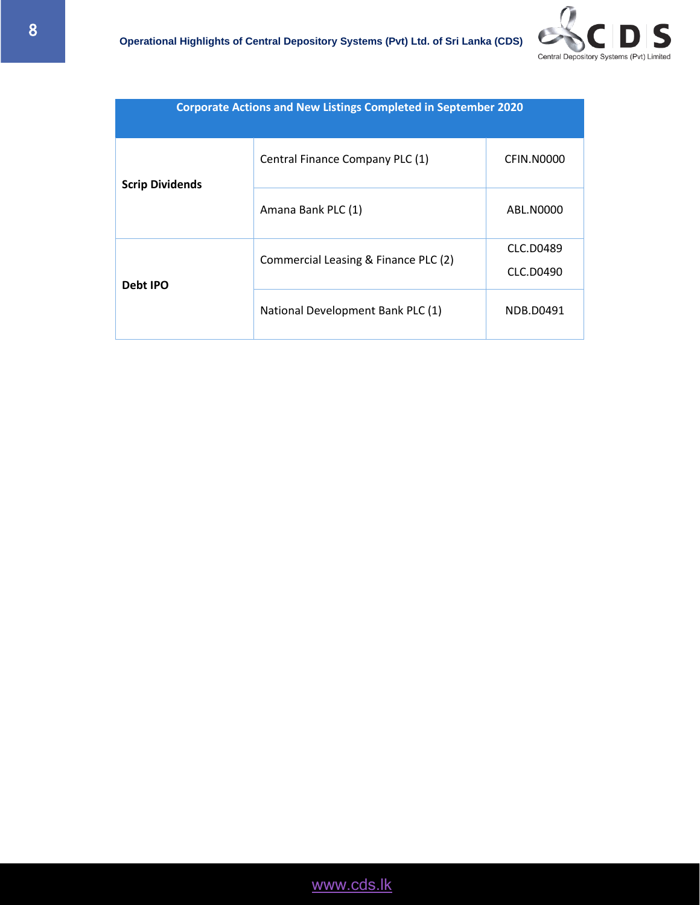| Corporate Actions and New Listings Completed in September 2020 | | |
|---|---|---|
| **Scrip Dividends** | Central Finance Company PLC (1) | CFIN.N0000 |
| | Amana Bank PLC (1) | ABL.N0000 |
| **Debt IPO** | Commercial Leasing & Finance PLC (2) | CLC.D0489<br>CLC.D0490 |
| | National Development Bank PLC (1) | NDB.D0491 |